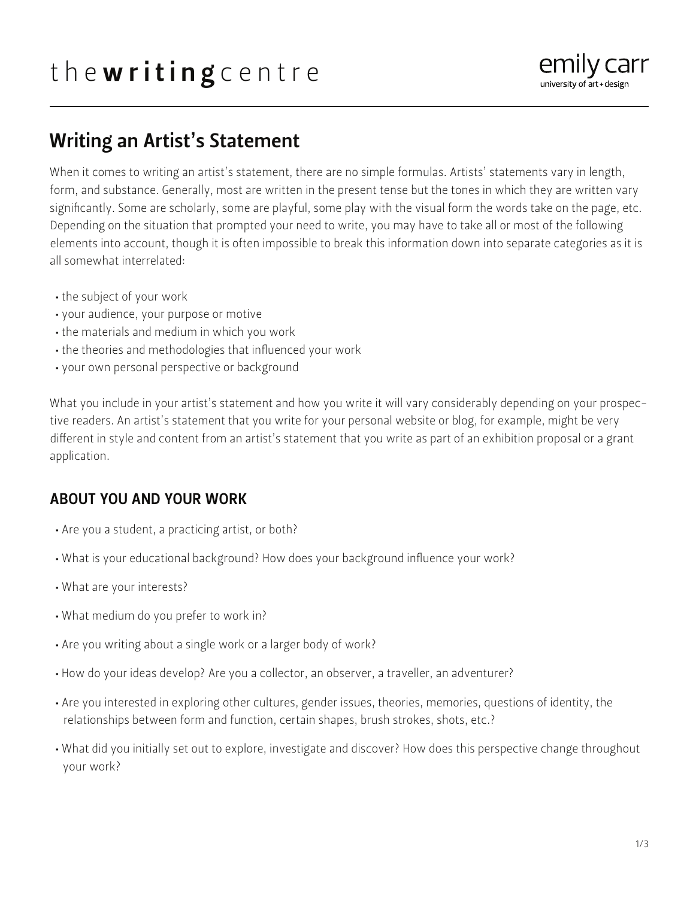# Writing an Artist's Statement

When it comes to writing an artist's statement, there are no simple formulas. Artists' statements vary in length, form, and substance. Generally, most are written in the present tense but the tones in which they are written vary significantly. Some are scholarly, some are playful, some play with the visual form the words take on the page, etc. Depending on the situation that prompted your need to write, you may have to take all or most of the following elements into account, though it is often impossible to break this information down into separate categories as it is all somewhat interrelated:

- the subject of your work
- your audience, your purpose or motive
- the materials and medium in which you work
- the theories and methodologies that influenced your work
- your own personal perspective or background

What you include in your artist's statement and how you write it will vary considerably depending on your prospective readers. An artist's statement that you write for your personal website or blog, for example, might be very different in style and content from an artist's statement that you write as part of an exhibition proposal or a grant application.

## ABOUT YOU AND YOUR WORK

- Are you a student, a practicing artist, or both?
- What is your educational background? How does your background influence your work?
- What are your interests?
- What medium do you prefer to work in?
- Are you writing about a single work or a larger body of work?
- How do your ideas develop? Are you a collector, an observer, a traveller, an adventurer?
- Are you interested in exploring other cultures, gender issues, theories, memories, questions of identity, the relationships between form and function, certain shapes, brush strokes, shots, etc.?
- What did you initially set out to explore, investigate and discover? How does this perspective change throughout your work?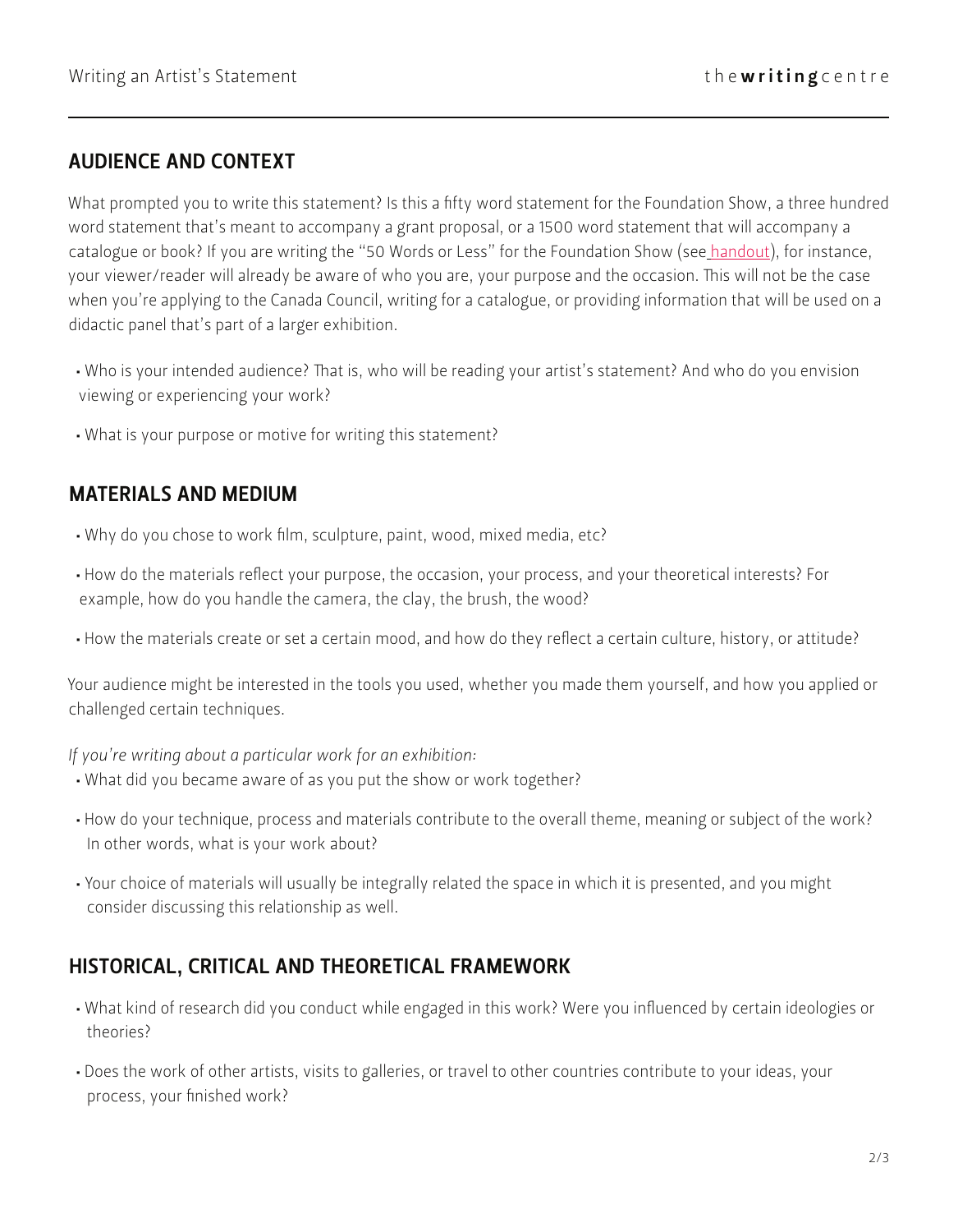## AUDIENCE AND CONTEXT

What prompted you to write this statement? Is this a fifty word statement for the Foundation Show, a three hundred word statement that's meant to accompany a grant proposal, or a 1500 word statement that will accompany a catalogue or book? If you are writing the "50 Words or Less" for the Foundation Show (see handout), for instance, your viewer/reader will already be aware of who you are, your purpose and the occasion. This will not be the case when you're applying to the Canada Council, writing for a catalogue, or providing information that will be used on a didactic panel that's part of a larger exhibition.

- Who is your intended audience? That is, who will be reading your artist's statement? And who do you envision viewing or experiencing your work?
- What is your purpose or motive for writing this statement?

## MATERIALS AND MEDIUM

- Why do you chose to work film, sculpture, paint, wood, mixed media, etc?
- How do the materials reflect your purpose, the occasion, your process, and your theoretical interests? For example, how do you handle the camera, the clay, the brush, the wood?
- How the materials create or set a certain mood, and how do they reflect a certain culture, history, or attitude?

Your audience might be interested in the tools you used, whether you made them yourself, and how you applied or challenged certain techniques.

*If you're writing about a particular work for an exhibition:*

- What did you became aware of as you put the show or work together?
- How do your technique, process and materials contribute to the overall theme, meaning or subject of the work? In other words, what is your work about?
- Your choice of materials will usually be integrally related the space in which it is presented, and you might consider discussing this relationship as well.

## HISTORICAL, CRITICAL AND THEORETICAL FRAMEWORK

- What kind of research did you conduct while engaged in this work? Were you influenced by certain ideologies or theories?
- Does the work of other artists, visits to galleries, or travel to other countries contribute to your ideas, your process, your finished work?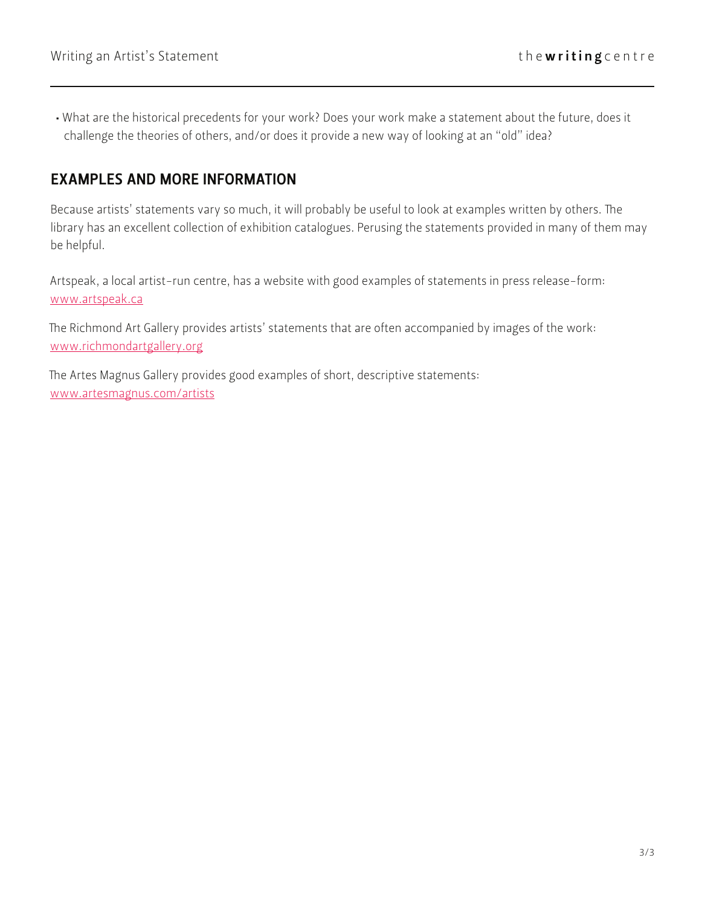- What are the historical precedents for your work? Does your work make a statement about the future, does it challenge the theories of others, and/or does it provide a new way of looking at an "old" idea?

## EXAMPLES AND MORE INFORMATION

Because artists' statements vary so much, it will probably be useful to look at examples written by others. The library has an excellent collection of exhibition catalogues. Perusing the statements provided in many of them may be helpful.

Artspeak, a local artist-run centre, has a website with good examples of statements in press release-form: [www.artspeak.ca](http://www.artspeak.ca)

The Richmond Art Gallery provides artists' statements that are often accompanied by images of the work: [www.richmondartgallery.org](http://www.richmondartgallery.org)

The Artes Magnus Gallery provides good examples of short, descriptive statements: [www.artesmagnus.com/artists](http://www.artesmagnus.com/artists)